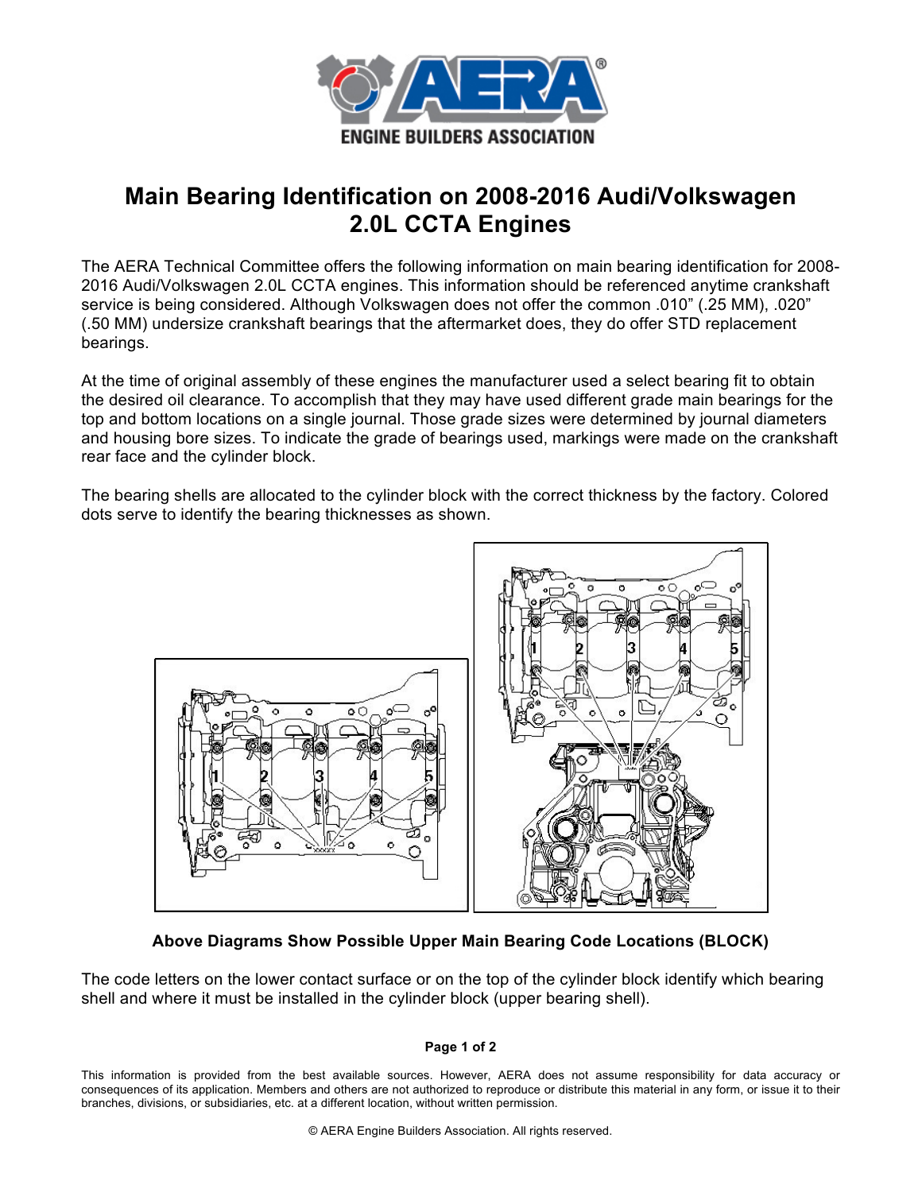# Main Bearing Identification on 2008-2016 Audi/Volkswagen 2.0L CCTA Engines

The AERA Technical Committee offers the following information on main bearing identification for 2008-2016 Audi/Volkswagen 2.0L CCTA engines. This information should be referenced anytime crankshaft service is being considered. Although Volkswagen does not offer the common .010" (.25 MM), .020" (.50 MM) undersize crankshaft bearings that the aftermarket does, they do offer STD replacement bearings.

At the time of original assembly of these engines the manufacturer used a select bearing fit to obtain the desired oil clearance. To accomplish that they may have used different grade main bearings for the top and bottom locations on a single journal. Those grade sizes were determined by journal diameters and housing bore sizes. To indicate the grade of bearings used, markings were made on the crankshaft rear face and the cylinder block.

The bearing shells are allocated to the cylinder block with the correct thickness by the factory. Colored dots serve to identify the bearing thicknesses as shown.

**Above Diagrams Show Possible Upper Main Bearing Code Locations (BLOCK)**

The code letters on the lower contact surface or on the top of the cylinder block identify which bearing shell and where it must be installed in the cylinder block (upper bearing shell).

This information is provided from the best available sources. However, AERA does not assume responsibility for data accuracy or consequences of its application. Members and others are not authorized to reproduce or distribute this material in any form, or issue it to their branches, divisions, or subsidiaries, etc. at a different location, without written permission.

© AERA Engine Builders Association. All rights reserved.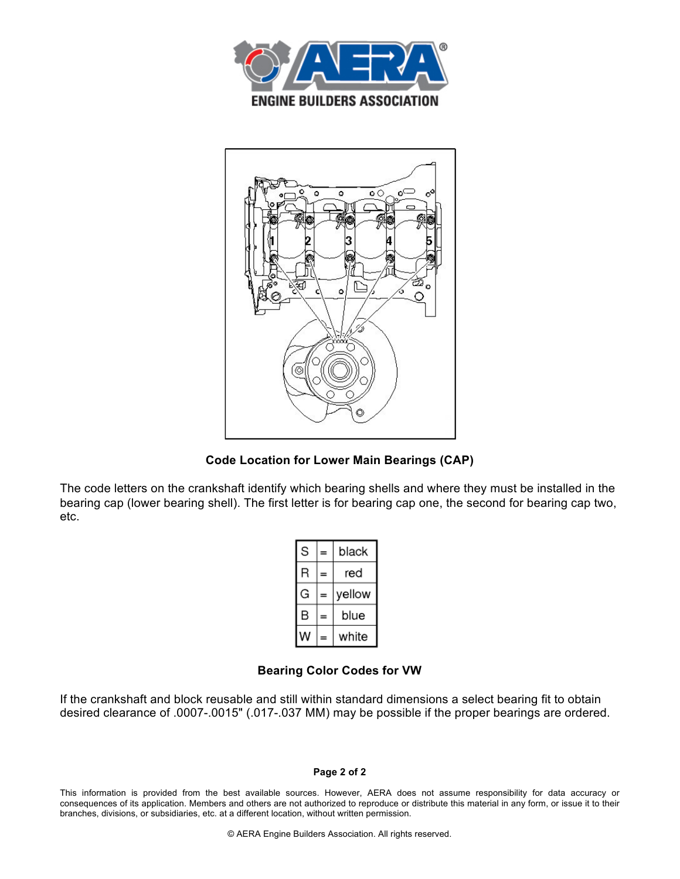Code Location for Lower Main Bearings (CAP)

The code letters on the crankshaft identify which bearing shells and where they must be installed in the bearing cap (lower bearing shell). The first letter is for bearing cap one, the second for bearing cap two, etc.

| | | |
|---|---|---|
| S | = | black |
| R | = | red |
| G | = | yellow |
| B | = | blue |
| W | = | white |

**Bearing Color Codes for VW**

If the crankshaft and block reusable and still within standard dimensions a select bearing fit to obtain desired clearance of .0007-.0015" (.017-.037 MM) may be possible if the proper bearings are ordered.

This information is provided from the best available sources. However, AERA does not assume responsibility for data accuracy or consequences of its application. Members and others are not authorized to reproduce or distribute this material in any form, or issue it to their branches, divisions, or subsidiaries, etc. at a different location, without written permission.

© AERA Engine Builders Association. All rights reserved.